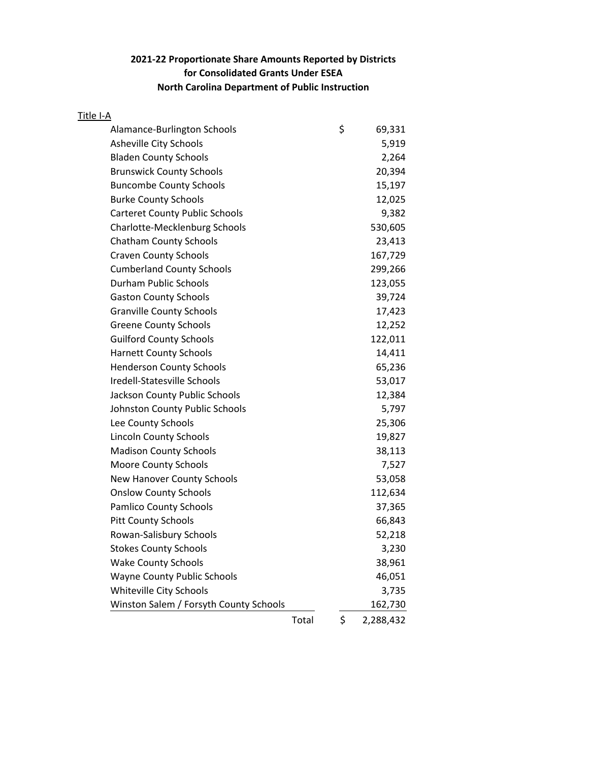**2021-22 Proportionate Share Amounts Reported by Districts for Consolidated Grants Under ESEA North Carolina Department of Public Instruction**

Title I-A

| District | Amount |
|---|---|
| Alamance-Burlington Schools | $ 69,331 |
| Asheville City Schools | 5,919 |
| Bladen County Schools | 2,264 |
| Brunswick County Schools | 20,394 |
| Buncombe County Schools | 15,197 |
| Burke County Schools | 12,025 |
| Carteret County Public Schools | 9,382 |
| Charlotte-Mecklenburg Schools | 530,605 |
| Chatham County Schools | 23,413 |
| Craven County Schools | 167,729 |
| Cumberland County Schools | 299,266 |
| Durham Public Schools | 123,055 |
| Gaston County Schools | 39,724 |
| Granville County Schools | 17,423 |
| Greene County Schools | 12,252 |
| Guilford County Schools | 122,011 |
| Harnett County Schools | 14,411 |
| Henderson County Schools | 65,236 |
| Iredell-Statesville Schools | 53,017 |
| Jackson County Public Schools | 12,384 |
| Johnston County Public Schools | 5,797 |
| Lee County Schools | 25,306 |
| Lincoln County Schools | 19,827 |
| Madison County Schools | 38,113 |
| Moore County Schools | 7,527 |
| New Hanover County Schools | 53,058 |
| Onslow County Schools | 112,634 |
| Pamlico County Schools | 37,365 |
| Pitt County Schools | 66,843 |
| Rowan-Salisbury Schools | 52,218 |
| Stokes County Schools | 3,230 |
| Wake County Schools | 38,961 |
| Wayne County Public Schools | 46,051 |
| Whiteville City Schools | 3,735 |
| Winston Salem / Forsyth County Schools | 162,730 |
| Total | $ 2,288,432 |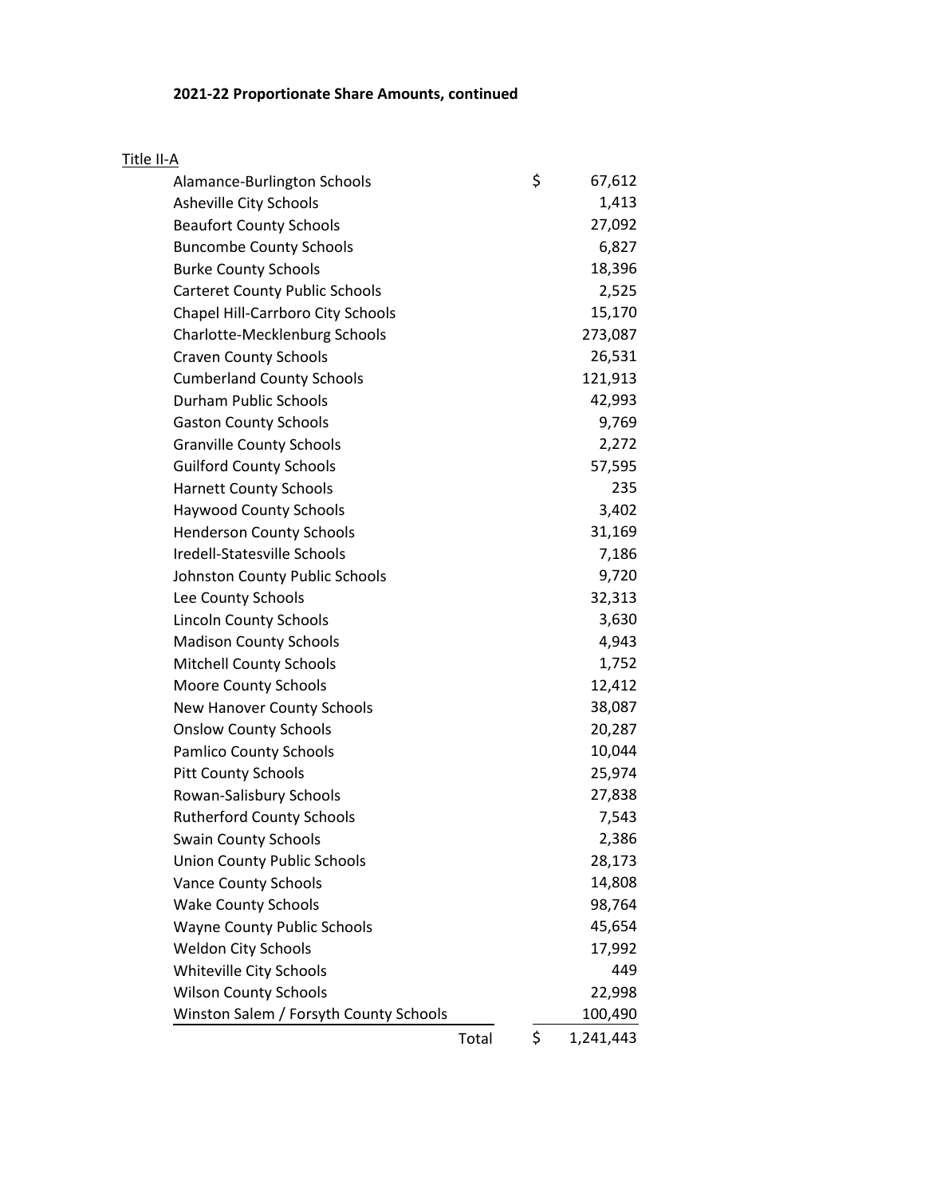**2021-22 Proportionate Share Amounts, continued**

Title II-A

| LEA | Amount |
|---|---|
| Alamance-Burlington Schools | $ 67,612 |
| Asheville City Schools | 1,413 |
| Beaufort County Schools | 27,092 |
| Buncombe County Schools | 6,827 |
| Burke County Schools | 18,396 |
| Carteret County Public Schools | 2,525 |
| Chapel Hill-Carrboro City Schools | 15,170 |
| Charlotte-Mecklenburg Schools | 273,087 |
| Craven County Schools | 26,531 |
| Cumberland County Schools | 121,913 |
| Durham Public Schools | 42,993 |
| Gaston County Schools | 9,769 |
| Granville County Schools | 2,272 |
| Guilford County Schools | 57,595 |
| Harnett County Schools | 235 |
| Haywood County Schools | 3,402 |
| Henderson County Schools | 31,169 |
| Iredell-Statesville Schools | 7,186 |
| Johnston County Public Schools | 9,720 |
| Lee County Schools | 32,313 |
| Lincoln County Schools | 3,630 |
| Madison County Schools | 4,943 |
| Mitchell County Schools | 1,752 |
| Moore County Schools | 12,412 |
| New Hanover County Schools | 38,087 |
| Onslow County Schools | 20,287 |
| Pamlico County Schools | 10,044 |
| Pitt County Schools | 25,974 |
| Rowan-Salisbury Schools | 27,838 |
| Rutherford County Schools | 7,543 |
| Swain County Schools | 2,386 |
| Union County Public Schools | 28,173 |
| Vance County Schools | 14,808 |
| Wake County Schools | 98,764 |
| Wayne County Public Schools | 45,654 |
| Weldon City Schools | 17,992 |
| Whiteville City Schools | 449 |
| Wilson County Schools | 22,998 |
| Winston Salem / Forsyth County Schools | 100,490 |
| Total | $ 1,241,443 |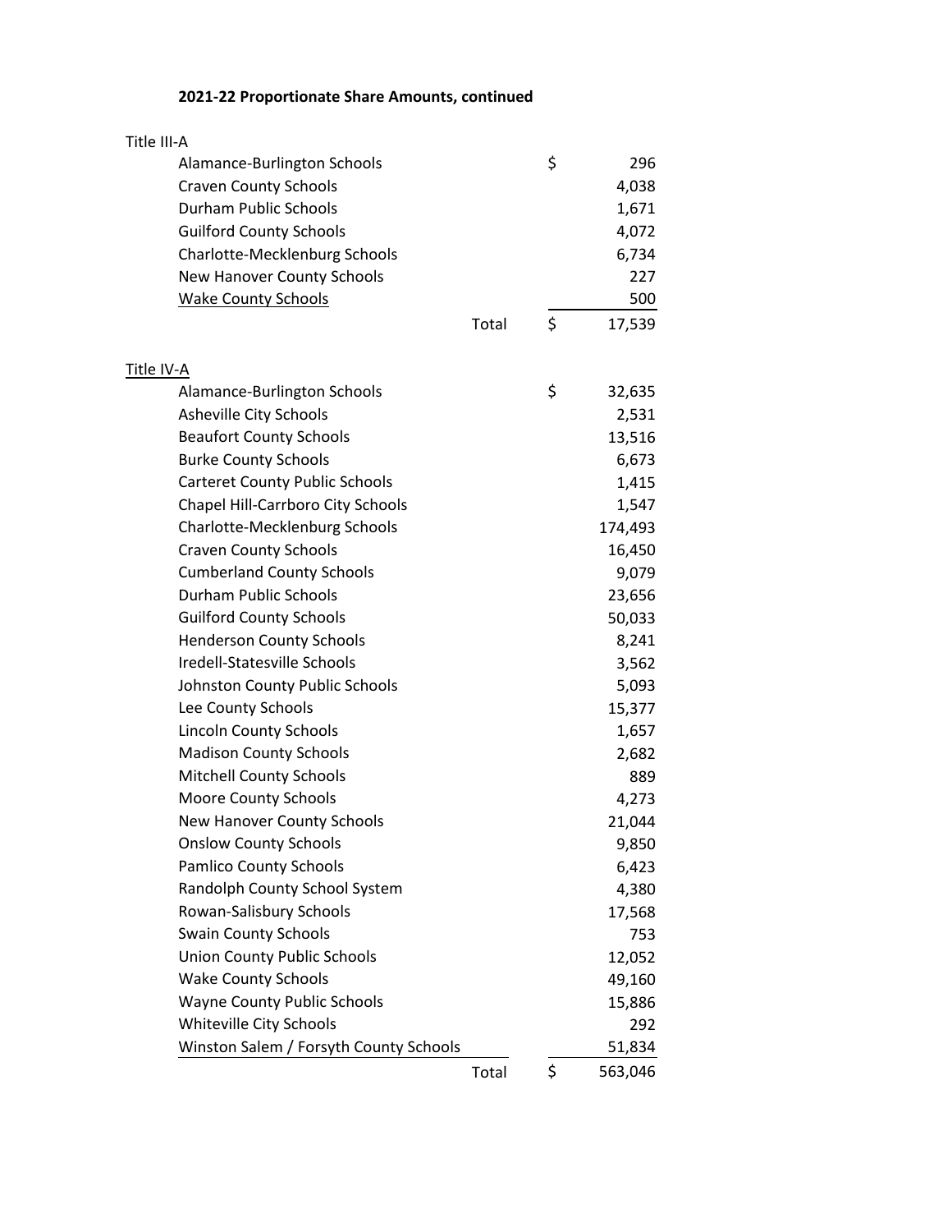## 2021-22 Proportionate Share Amounts, continued

Title III-A

| | | |
|---|---|---|
| Alamance-Burlington Schools | | $ 296 |
| Craven County Schools | | 4,038 |
| Durham Public Schools | | 1,671 |
| Guilford County Schools | | 4,072 |
| Charlotte-Mecklenburg Schools | | 6,734 |
| New Hanover County Schools | | 227 |
| Wake County Schools | | 500 |
| | Total | $ 17,539 |

Title IV-A

| | | |
|---|---|---|
| Alamance-Burlington Schools | | $ 32,635 |
| Asheville City Schools | | 2,531 |
| Beaufort County Schools | | 13,516 |
| Burke County Schools | | 6,673 |
| Carteret County Public Schools | | 1,415 |
| Chapel Hill-Carrboro City Schools | | 1,547 |
| Charlotte-Mecklenburg Schools | | 174,493 |
| Craven County Schools | | 16,450 |
| Cumberland County Schools | | 9,079 |
| Durham Public Schools | | 23,656 |
| Guilford County Schools | | 50,033 |
| Henderson County Schools | | 8,241 |
| Iredell-Statesville Schools | | 3,562 |
| Johnston County Public Schools | | 5,093 |
| Lee County Schools | | 15,377 |
| Lincoln County Schools | | 1,657 |
| Madison County Schools | | 2,682 |
| Mitchell County Schools | | 889 |
| Moore County Schools | | 4,273 |
| New Hanover County Schools | | 21,044 |
| Onslow County Schools | | 9,850 |
| Pamlico County Schools | | 6,423 |
| Randolph County School System | | 4,380 |
| Rowan-Salisbury Schools | | 17,568 |
| Swain County Schools | | 753 |
| Union County Public Schools | | 12,052 |
| Wake County Schools | | 49,160 |
| Wayne County Public Schools | | 15,886 |
| Whiteville City Schools | | 292 |
| Winston Salem / Forsyth County Schools | | 51,834 |
| | Total | $ 563,046 |